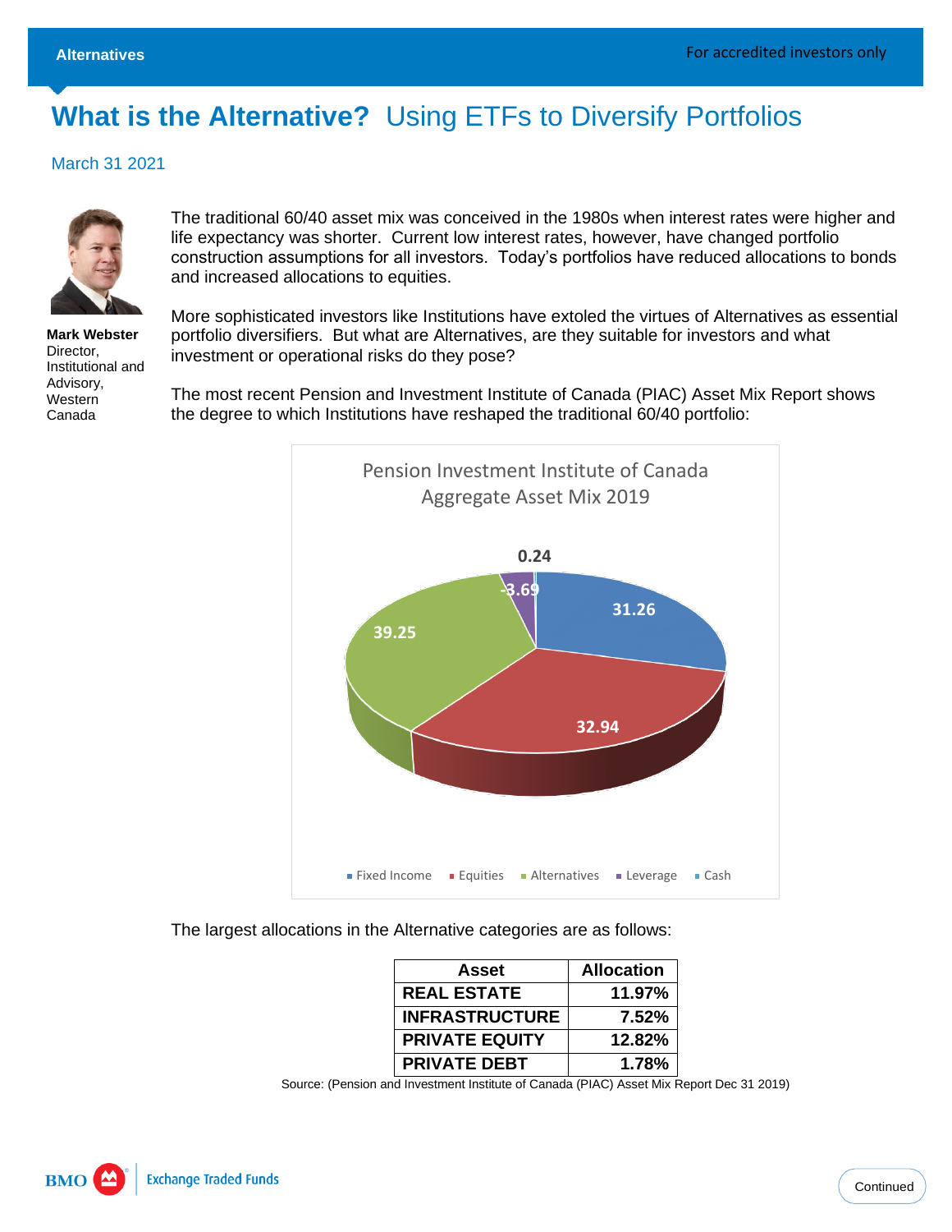Alternatives

For accredited investors only

# What is the Alternative? Using ETFs to Diversify Portfolios

March 31 2021

**Mark Webster**
Director, Institutional and Advisory, Western Canada

The traditional 60/40 asset mix was conceived in the 1980s when interest rates were higher and life expectancy was shorter. Current low interest rates, however, have changed portfolio construction assumptions for all investors. Today's portfolios have reduced allocations to bonds and increased allocations to equities.

More sophisticated investors like Institutions have extoled the virtues of Alternatives as essential portfolio diversifiers. But what are Alternatives, are they suitable for investors and what investment or operational risks do they pose?

The most recent Pension and Investment Institute of Canada (PIAC) Asset Mix Report shows the degree to which Institutions have reshaped the traditional 60/40 portfolio:

Pension Investment Institute of Canada
Aggregate Asset Mix 2019

| Category | Value |
|---|---|
| Fixed Income | 31.26 |
| Equities | 32.94 |
| Alternatives | 39.25 |
| Leverage | -3.69 |
| Cash | 0.24 |

The largest allocations in the Alternative categories are as follows:

| Asset | Allocation |
|---|---|
| REAL ESTATE | 11.97% |
| INFRASTRUCTURE | 7.52% |
| PRIVATE EQUITY | 12.82% |
| PRIVATE DEBT | 1.78% |

Source: (Pension and Investment Institute of Canada (PIAC) Asset Mix Report Dec 31 2019)

Continued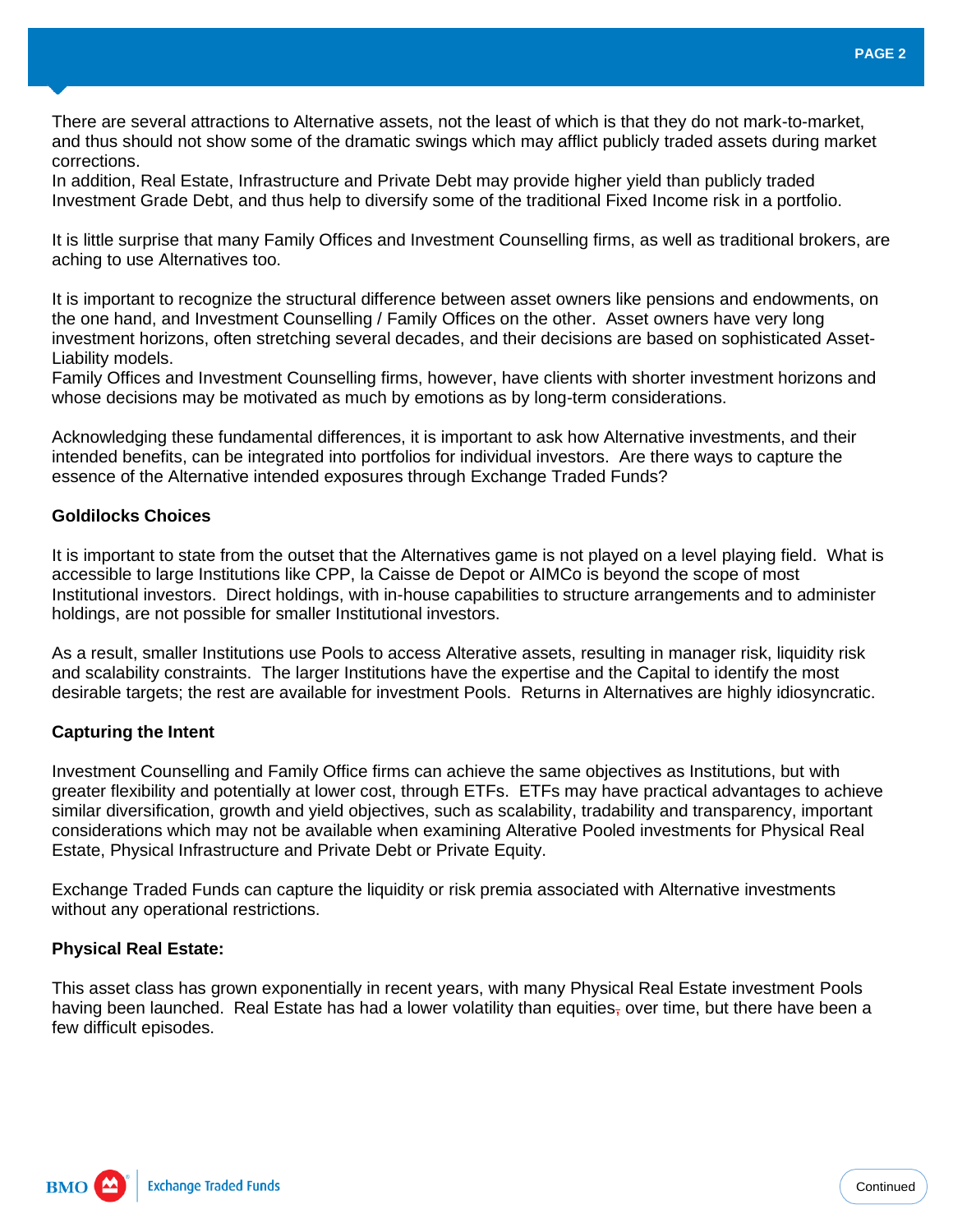There are several attractions to Alternative assets, not the least of which is that they do not mark-to-market, and thus should not show some of the dramatic swings which may afflict publicly traded assets during market corrections.
In addition, Real Estate, Infrastructure and Private Debt may provide higher yield than publicly traded Investment Grade Debt, and thus help to diversify some of the traditional Fixed Income risk in a portfolio.

It is little surprise that many Family Offices and Investment Counselling firms, as well as traditional brokers, are aching to use Alternatives too.

It is important to recognize the structural difference between asset owners like pensions and endowments, on the one hand, and Investment Counselling / Family Offices on the other. Asset owners have very long investment horizons, often stretching several decades, and their decisions are based on sophisticated Asset-Liability models.
Family Offices and Investment Counselling firms, however, have clients with shorter investment horizons and whose decisions may be motivated as much by emotions as by long-term considerations.

Acknowledging these fundamental differences, it is important to ask how Alternative investments, and their intended benefits, can be integrated into portfolios for individual investors. Are there ways to capture the essence of the Alternative intended exposures through Exchange Traded Funds?

**Goldilocks Choices**

It is important to state from the outset that the Alternatives game is not played on a level playing field. What is accessible to large Institutions like CPP, la Caisse de Depot or AIMCo is beyond the scope of most Institutional investors. Direct holdings, with in-house capabilities to structure arrangements and to administer holdings, are not possible for smaller Institutional investors.

As a result, smaller Institutions use Pools to access Alterative assets, resulting in manager risk, liquidity risk and scalability constraints. The larger Institutions have the expertise and the Capital to identify the most desirable targets; the rest are available for investment Pools. Returns in Alternatives are highly idiosyncratic.

**Capturing the Intent**

Investment Counselling and Family Office firms can achieve the same objectives as Institutions, but with greater flexibility and potentially at lower cost, through ETFs. ETFs may have practical advantages to achieve similar diversification, growth and yield objectives, such as scalability, tradability and transparency, important considerations which may not be available when examining Alterative Pooled investments for Physical Real Estate, Physical Infrastructure and Private Debt or Private Equity.

Exchange Traded Funds can capture the liquidity or risk premia associated with Alternative investments without any operational restrictions.

**Physical Real Estate:**

This asset class has grown exponentially in recent years, with many Physical Real Estate investment Pools having been launched. Real Estate has had a lower volatility than equities, over time, but there have been a few difficult episodes.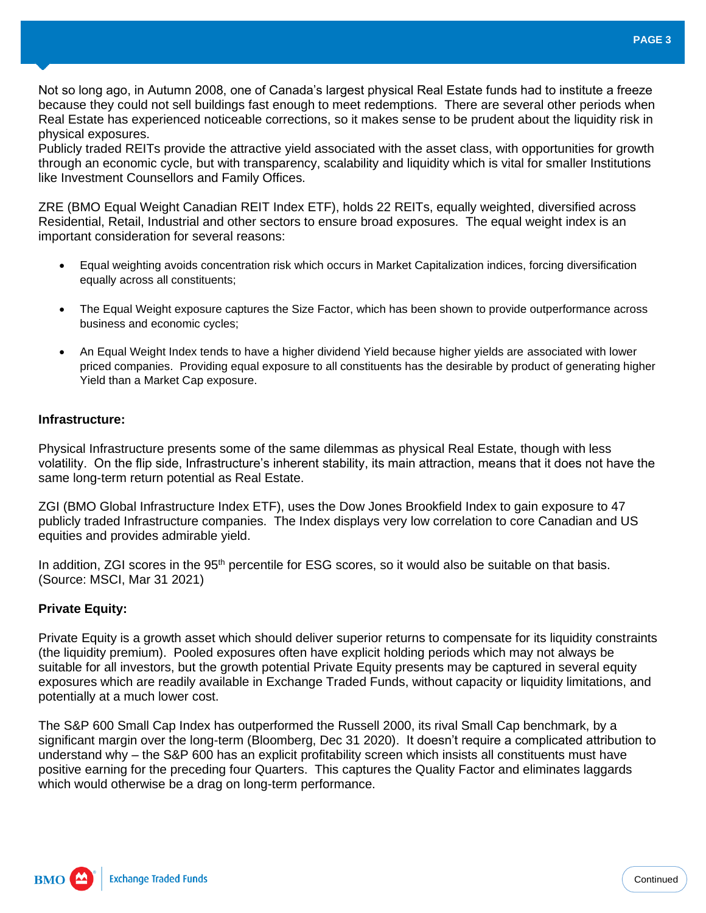Not so long ago, in Autumn 2008, one of Canada's largest physical Real Estate funds had to institute a freeze because they could not sell buildings fast enough to meet redemptions. There are several other periods when Real Estate has experienced noticeable corrections, so it makes sense to be prudent about the liquidity risk in physical exposures.
Publicly traded REITs provide the attractive yield associated with the asset class, with opportunities for growth through an economic cycle, but with transparency, scalability and liquidity which is vital for smaller Institutions like Investment Counsellors and Family Offices.

ZRE (BMO Equal Weight Canadian REIT Index ETF), holds 22 REITs, equally weighted, diversified across Residential, Retail, Industrial and other sectors to ensure broad exposures. The equal weight index is an important consideration for several reasons:

- Equal weighting avoids concentration risk which occurs in Market Capitalization indices, forcing diversification equally across all constituents;
- The Equal Weight exposure captures the Size Factor, which has been shown to provide outperformance across business and economic cycles;
- An Equal Weight Index tends to have a higher dividend Yield because higher yields are associated with lower priced companies. Providing equal exposure to all constituents has the desirable by product of generating higher Yield than a Market Cap exposure.

**Infrastructure:**

Physical Infrastructure presents some of the same dilemmas as physical Real Estate, though with less volatility. On the flip side, Infrastructure's inherent stability, its main attraction, means that it does not have the same long-term return potential as Real Estate.

ZGI (BMO Global Infrastructure Index ETF), uses the Dow Jones Brookfield Index to gain exposure to 47 publicly traded Infrastructure companies. The Index displays very low correlation to core Canadian and US equities and provides admirable yield.

In addition, ZGI scores in the 95th percentile for ESG scores, so it would also be suitable on that basis. (Source: MSCI, Mar 31 2021)

**Private Equity:**

Private Equity is a growth asset which should deliver superior returns to compensate for its liquidity constraints (the liquidity premium). Pooled exposures often have explicit holding periods which may not always be suitable for all investors, but the growth potential Private Equity presents may be captured in several equity exposures which are readily available in Exchange Traded Funds, without capacity or liquidity limitations, and potentially at a much lower cost.

The S&P 600 Small Cap Index has outperformed the Russell 2000, its rival Small Cap benchmark, by a significant margin over the long-term (Bloomberg, Dec 31 2020). It doesn't require a complicated attribution to understand why – the S&P 600 has an explicit profitability screen which insists all constituents must have positive earning for the preceding four Quarters. This captures the Quality Factor and eliminates laggards which would otherwise be a drag on long-term performance.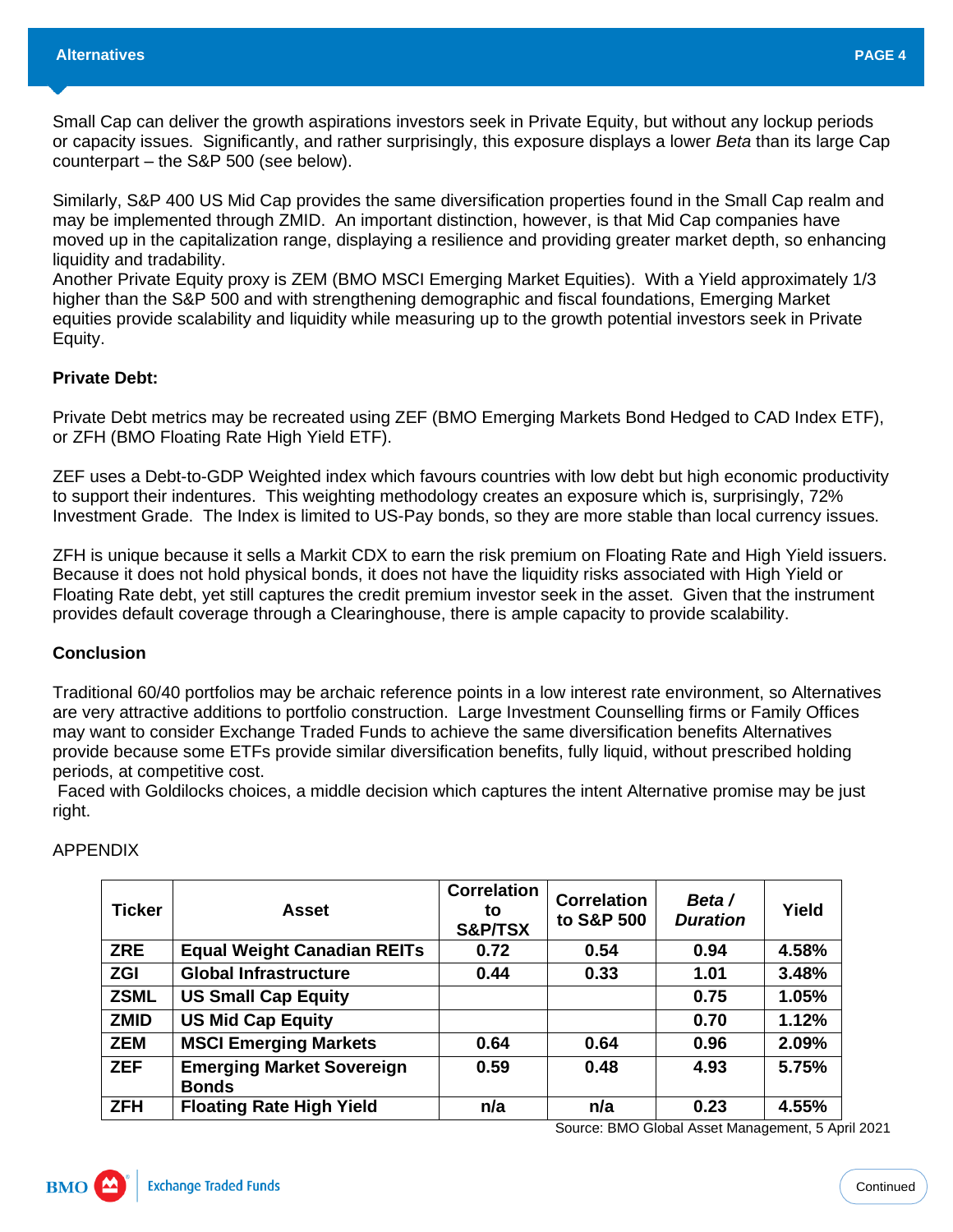Small Cap can deliver the growth aspirations investors seek in Private Equity, but without any lockup periods or capacity issues. Significantly, and rather surprisingly, this exposure displays a lower *Beta* than its large Cap counterpart – the S&P 500 (see below).

Similarly, S&P 400 US Mid Cap provides the same diversification properties found in the Small Cap realm and may be implemented through ZMID. An important distinction, however, is that Mid Cap companies have moved up in the capitalization range, displaying a resilience and providing greater market depth, so enhancing liquidity and tradability.
Another Private Equity proxy is ZEM (BMO MSCI Emerging Market Equities). With a Yield approximately 1/3 higher than the S&P 500 and with strengthening demographic and fiscal foundations, Emerging Market equities provide scalability and liquidity while measuring up to the growth potential investors seek in Private Equity.

**Private Debt:**

Private Debt metrics may be recreated using ZEF (BMO Emerging Markets Bond Hedged to CAD Index ETF), or ZFH (BMO Floating Rate High Yield ETF).

ZEF uses a Debt-to-GDP Weighted index which favours countries with low debt but high economic productivity to support their indentures. This weighting methodology creates an exposure which is, surprisingly, 72% Investment Grade. The Index is limited to US-Pay bonds, so they are more stable than local currency issues.

ZFH is unique because it sells a Markit CDX to earn the risk premium on Floating Rate and High Yield issuers. Because it does not hold physical bonds, it does not have the liquidity risks associated with High Yield or Floating Rate debt, yet still captures the credit premium investor seek in the asset. Given that the instrument provides default coverage through a Clearinghouse, there is ample capacity to provide scalability.

**Conclusion**

Traditional 60/40 portfolios may be archaic reference points in a low interest rate environment, so Alternatives are very attractive additions to portfolio construction. Large Investment Counselling firms or Family Offices may want to consider Exchange Traded Funds to achieve the same diversification benefits Alternatives provide because some ETFs provide similar diversification benefits, fully liquid, without prescribed holding periods, at competitive cost.
Faced with Goldilocks choices, a middle decision which captures the intent Alternative promise may be just right.

APPENDIX

| Ticker | Asset | Correlation to S&P/TSX | Correlation to S&P 500 | *Beta / Duration* | Yield |
|---|---|---|---|---|---|
| ZRE | Equal Weight Canadian REITs | 0.72 | 0.54 | 0.94 | 4.58% |
| ZGI | Global Infrastructure | 0.44 | 0.33 | 1.01 | 3.48% |
| ZSML | US Small Cap Equity | | | 0.75 | 1.05% |
| ZMID | US Mid Cap Equity | | | 0.70 | 1.12% |
| ZEM | MSCI Emerging Markets | 0.64 | 0.64 | 0.96 | 2.09% |
| ZEF | Emerging Market Sovereign Bonds | 0.59 | 0.48 | 4.93 | 5.75% |
| ZFH | Floating Rate High Yield | n/a | n/a | 0.23 | 4.55% |

Source: BMO Global Asset Management, 5 April 2021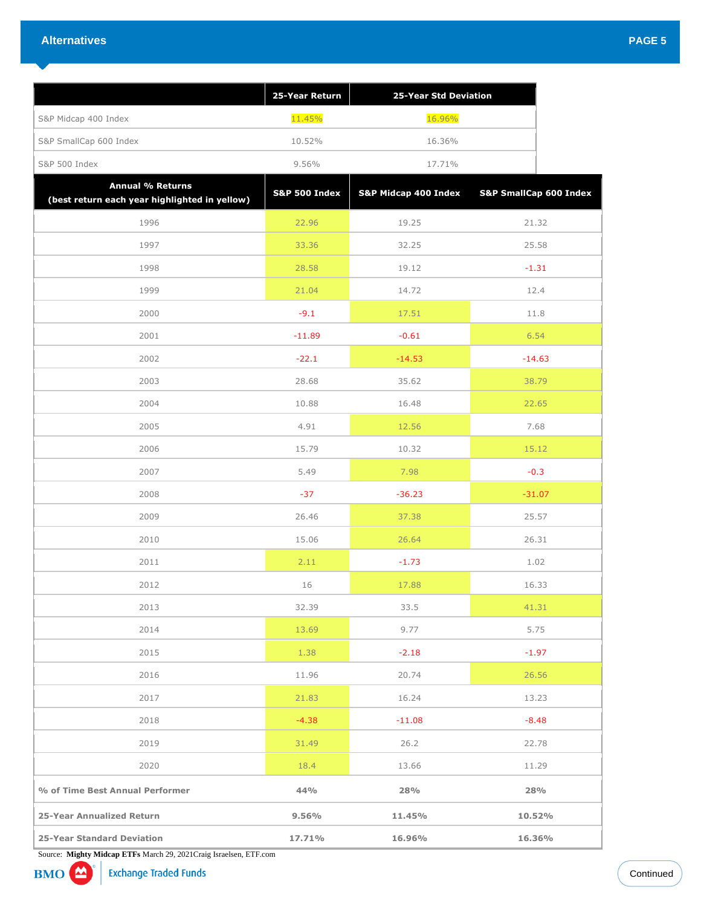## Alternatives

| | 25-Year Return | 25-Year Std Deviation |
|---|---|---|
| S&P Midcap 400 Index | 11.45% | 16.96% |
| S&P SmallCap 600 Index | 10.52% | 16.36% |
| S&P 500 Index | 9.56% | 17.71% |

| Annual % Returns (best return each year highlighted in yellow) | S&P 500 Index | S&P Midcap 400 Index | S&P SmallCap 600 Index |
|---|---|---|---|
| 1996 | 22.96 | 19.25 | 21.32 |
| 1997 | 33.36 | 32.25 | 25.58 |
| 1998 | 28.58 | 19.12 | -1.31 |
| 1999 | 21.04 | 14.72 | 12.4 |
| 2000 | -9.1 | 17.51 | 11.8 |
| 2001 | -11.89 | -0.61 | 6.54 |
| 2002 | -22.1 | -14.53 | -14.63 |
| 2003 | 28.68 | 35.62 | 38.79 |
| 2004 | 10.88 | 16.48 | 22.65 |
| 2005 | 4.91 | 12.56 | 7.68 |
| 2006 | 15.79 | 10.32 | 15.12 |
| 2007 | 5.49 | 7.98 | -0.3 |
| 2008 | -37 | -36.23 | -31.07 |
| 2009 | 26.46 | 37.38 | 25.57 |
| 2010 | 15.06 | 26.64 | 26.31 |
| 2011 | 2.11 | -1.73 | 1.02 |
| 2012 | 16 | 17.88 | 16.33 |
| 2013 | 32.39 | 33.5 | 41.31 |
| 2014 | 13.69 | 9.77 | 5.75 |
| 2015 | 1.38 | -2.18 | -1.97 |
| 2016 | 11.96 | 20.74 | 26.56 |
| 2017 | 21.83 | 16.24 | 13.23 |
| 2018 | -4.38 | -11.08 | -8.48 |
| 2019 | 31.49 | 26.2 | 22.78 |
| 2020 | 18.4 | 13.66 | 11.29 |
| **% of Time Best Annual Performer** | **44%** | **28%** | **28%** |
| **25-Year Annualized Return** | **9.56%** | **11.45%** | **10.52%** |
| **25-Year Standard Deviation** | **17.71%** | **16.96%** | **16.36%** |

Source: **Mighty Midcap ETFs** March 29, 2021Craig Israelsen, ETF.com

BMO Exchange Traded Funds

Continued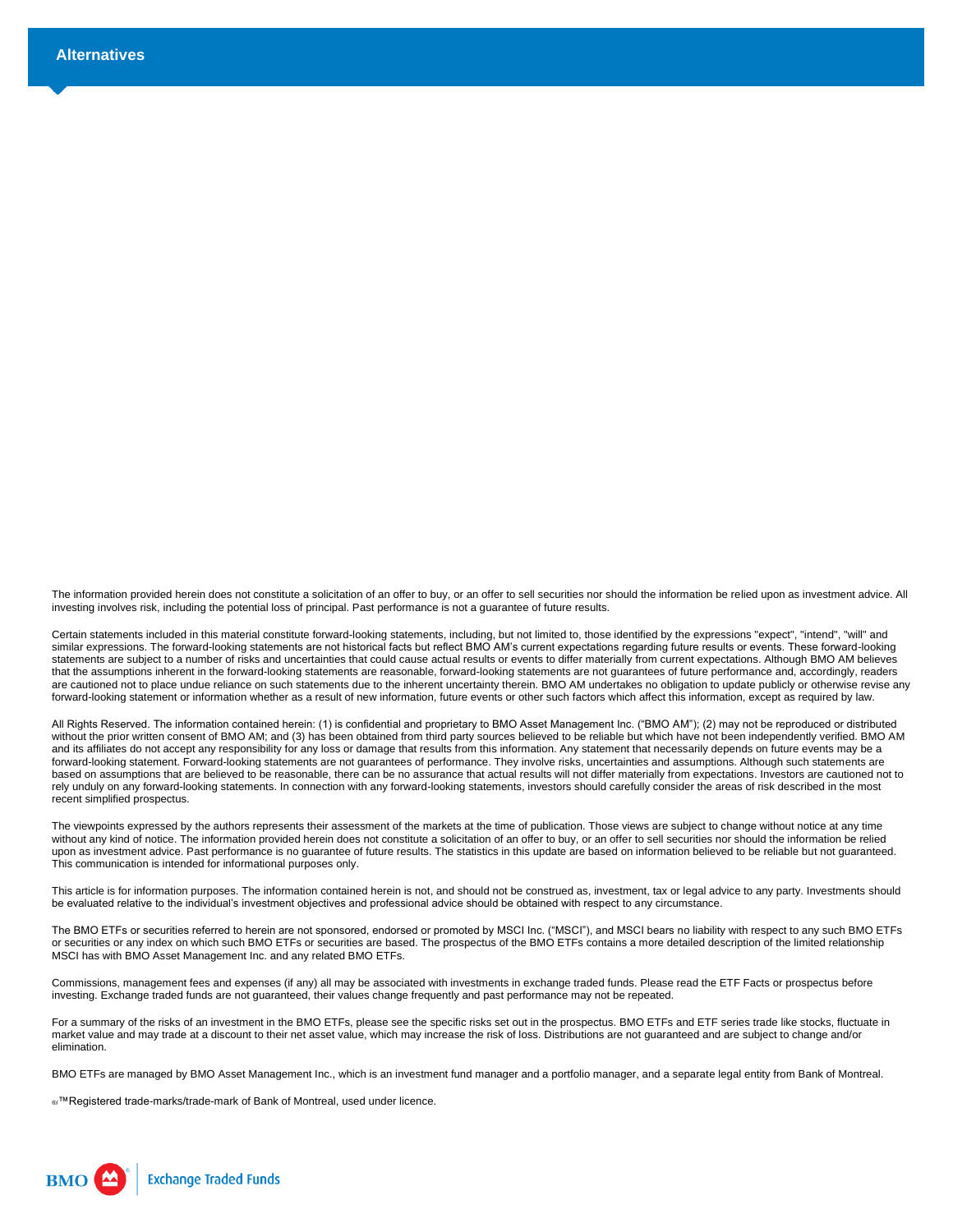## Alternatives

The information provided herein does not constitute a solicitation of an offer to buy, or an offer to sell securities nor should the information be relied upon as investment advice. All investing involves risk, including the potential loss of principal. Past performance is not a guarantee of future results.

Certain statements included in this material constitute forward-looking statements, including, but not limited to, those identified by the expressions "expect", "intend", "will" and similar expressions. The forward-looking statements are not historical facts but reflect BMO AM's current expectations regarding future results or events. These forward-looking statements are subject to a number of risks and uncertainties that could cause actual results or events to differ materially from current expectations. Although BMO AM believes that the assumptions inherent in the forward-looking statements are reasonable, forward-looking statements are not guarantees of future performance and, accordingly, readers are cautioned not to place undue reliance on such statements due to the inherent uncertainty therein. BMO AM undertakes no obligation to update publicly or otherwise revise any forward-looking statement or information whether as a result of new information, future events or other such factors which affect this information, except as required by law.

All Rights Reserved. The information contained herein: (1) is confidential and proprietary to BMO Asset Management Inc. ("BMO AM"); (2) may not be reproduced or distributed without the prior written consent of BMO AM; and (3) has been obtained from third party sources believed to be reliable but which have not been independently verified. BMO AM and its affiliates do not accept any responsibility for any loss or damage that results from this information. Any statement that necessarily depends on future events may be a forward-looking statement. Forward-looking statements are not guarantees of performance. They involve risks, uncertainties and assumptions. Although such statements are based on assumptions that are believed to be reasonable, there can be no assurance that actual results will not differ materially from expectations. Investors are cautioned not to rely unduly on any forward-looking statements. In connection with any forward-looking statements, investors should carefully consider the areas of risk described in the most recent simplified prospectus.

The viewpoints expressed by the authors represents their assessment of the markets at the time of publication. Those views are subject to change without notice at any time without any kind of notice. The information provided herein does not constitute a solicitation of an offer to buy, or an offer to sell securities nor should the information be relied upon as investment advice. Past performance is no guarantee of future results. The statistics in this update are based on information believed to be reliable but not guaranteed. This communication is intended for informational purposes only.

This article is for information purposes. The information contained herein is not, and should not be construed as, investment, tax or legal advice to any party. Investments should be evaluated relative to the individual's investment objectives and professional advice should be obtained with respect to any circumstance.

The BMO ETFs or securities referred to herein are not sponsored, endorsed or promoted by MSCI Inc. ("MSCI"), and MSCI bears no liability with respect to any such BMO ETFs or securities or any index on which such BMO ETFs or securities are based. The prospectus of the BMO ETFs contains a more detailed description of the limited relationship MSCI has with BMO Asset Management Inc. and any related BMO ETFs.

Commissions, management fees and expenses (if any) all may be associated with investments in exchange traded funds. Please read the ETF Facts or prospectus before investing. Exchange traded funds are not guaranteed, their values change frequently and past performance may not be repeated.

For a summary of the risks of an investment in the BMO ETFs, please see the specific risks set out in the prospectus. BMO ETFs and ETF series trade like stocks, fluctuate in market value and may trade at a discount to their net asset value, which may increase the risk of loss. Distributions are not guaranteed and are subject to change and/or elimination.

BMO ETFs are managed by BMO Asset Management Inc., which is an investment fund manager and a portfolio manager, and a separate legal entity from Bank of Montreal.

®/™Registered trade-marks/trade-mark of Bank of Montreal, used under licence.

BMO | Exchange Traded Funds